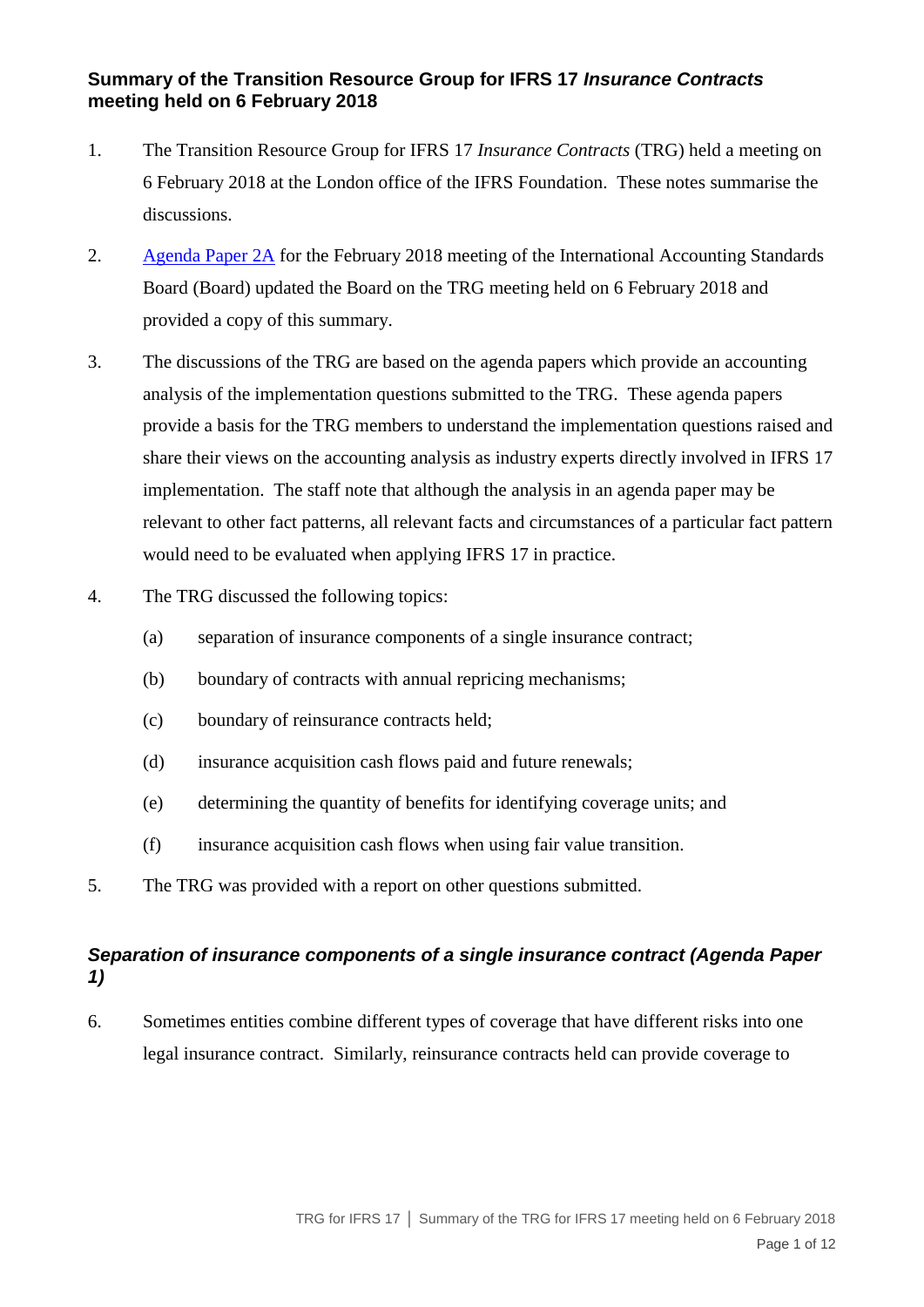## Summary of the Transition Resource Group for IFRS 17 *Insurance Contracts* meeting held on 6 February 2018

1. The Transition Resource Group for IFRS 17 *Insurance Contracts* (TRG) held a meeting on 6 February 2018 at the London office of the IFRS Foundation. These notes summarise the discussions.

2. Agenda Paper 2A for the February 2018 meeting of the International Accounting Standards Board (Board) updated the Board on the TRG meeting held on 6 February 2018 and provided a copy of this summary.

3. The discussions of the TRG are based on the agenda papers which provide an accounting analysis of the implementation questions submitted to the TRG. These agenda papers provide a basis for the TRG members to understand the implementation questions raised and share their views on the accounting analysis as industry experts directly involved in IFRS 17 implementation. The staff note that although the analysis in an agenda paper may be relevant to other fact patterns, all relevant facts and circumstances of a particular fact pattern would need to be evaluated when applying IFRS 17 in practice.

4. The TRG discussed the following topics:
   - (a) separation of insurance components of a single insurance contract;
   - (b) boundary of contracts with annual repricing mechanisms;
   - (c) boundary of reinsurance contracts held;
   - (d) insurance acquisition cash flows paid and future renewals;
   - (e) determining the quantity of benefits for identifying coverage units; and
   - (f) insurance acquisition cash flows when using fair value transition.

5. The TRG was provided with a report on other questions submitted.

### *Separation of insurance components of a single insurance contract (Agenda Paper 1)*

6. Sometimes entities combine different types of coverage that have different risks into one legal insurance contract. Similarly, reinsurance contracts held can provide coverage to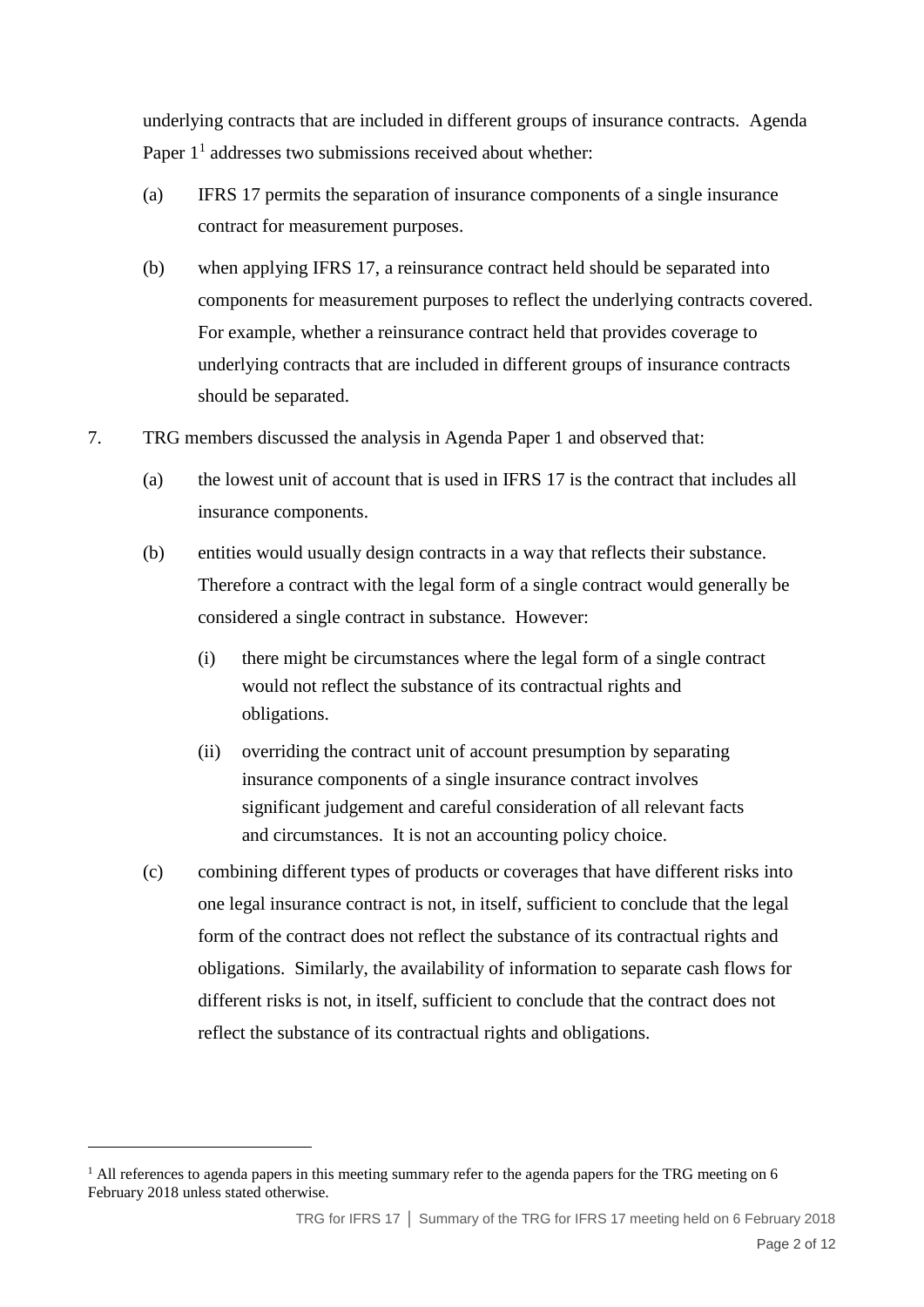underlying contracts that are included in different groups of insurance contracts. Agenda Paper 1[1] addresses two submissions received about whether:

(a) IFRS 17 permits the separation of insurance components of a single insurance contract for measurement purposes.

(b) when applying IFRS 17, a reinsurance contract held should be separated into components for measurement purposes to reflect the underlying contracts covered. For example, whether a reinsurance contract held that provides coverage to underlying contracts that are included in different groups of insurance contracts should be separated.

7. TRG members discussed the analysis in Agenda Paper 1 and observed that:

(a) the lowest unit of account that is used in IFRS 17 is the contract that includes all insurance components.

(b) entities would usually design contracts in a way that reflects their substance. Therefore a contract with the legal form of a single contract would generally be considered a single contract in substance. However:

  (i) there might be circumstances where the legal form of a single contract would not reflect the substance of its contractual rights and obligations.

  (ii) overriding the contract unit of account presumption by separating insurance components of a single insurance contract involves significant judgement and careful consideration of all relevant facts and circumstances. It is not an accounting policy choice.

(c) combining different types of products or coverages that have different risks into one legal insurance contract is not, in itself, sufficient to conclude that the legal form of the contract does not reflect the substance of its contractual rights and obligations. Similarly, the availability of information to separate cash flows for different risks is not, in itself, sufficient to conclude that the contract does not reflect the substance of its contractual rights and obligations.

---

[1] All references to agenda papers in this meeting summary refer to the agenda papers for the TRG meeting on 6 February 2018 unless stated otherwise.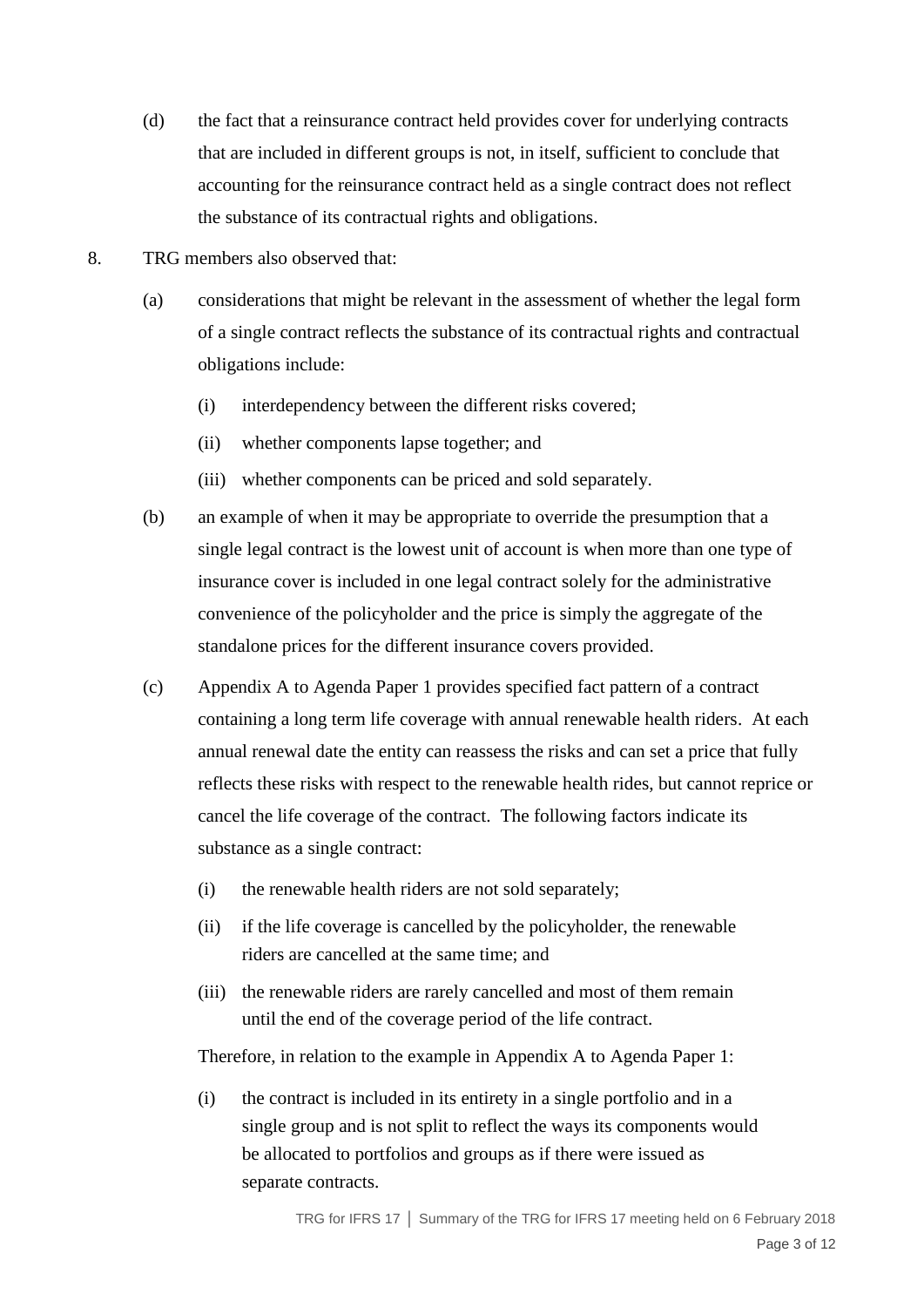(d) the fact that a reinsurance contract held provides cover for underlying contracts that are included in different groups is not, in itself, sufficient to conclude that accounting for the reinsurance contract held as a single contract does not reflect the substance of its contractual rights and obligations.

8. TRG members also observed that:

(a) considerations that might be relevant in the assessment of whether the legal form of a single contract reflects the substance of its contractual rights and contractual obligations include:

(i) interdependency between the different risks covered;

(ii) whether components lapse together; and

(iii) whether components can be priced and sold separately.

(b) an example of when it may be appropriate to override the presumption that a single legal contract is the lowest unit of account is when more than one type of insurance cover is included in one legal contract solely for the administrative convenience of the policyholder and the price is simply the aggregate of the standalone prices for the different insurance covers provided.

(c) Appendix A to Agenda Paper 1 provides specified fact pattern of a contract containing a long term life coverage with annual renewable health riders. At each annual renewal date the entity can reassess the risks and can set a price that fully reflects these risks with respect to the renewable health rides, but cannot reprice or cancel the life coverage of the contract. The following factors indicate its substance as a single contract:

(i) the renewable health riders are not sold separately;

(ii) if the life coverage is cancelled by the policyholder, the renewable riders are cancelled at the same time; and

(iii) the renewable riders are rarely cancelled and most of them remain until the end of the coverage period of the life contract.

Therefore, in relation to the example in Appendix A to Agenda Paper 1:

(i) the contract is included in its entirety in a single portfolio and in a single group and is not split to reflect the ways its components would be allocated to portfolios and groups as if there were issued as separate contracts.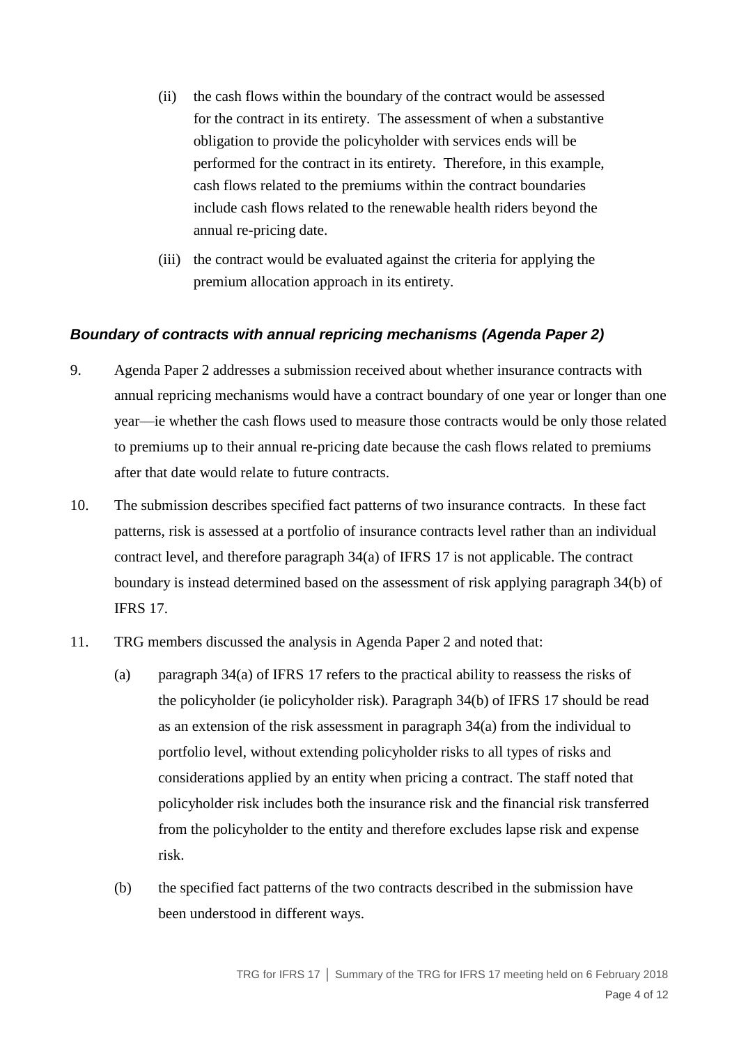(ii) the cash flows within the boundary of the contract would be assessed for the contract in its entirety. The assessment of when a substantive obligation to provide the policyholder with services ends will be performed for the contract in its entirety. Therefore, in this example, cash flows related to the premiums within the contract boundaries include cash flows related to the renewable health riders beyond the annual re-pricing date.

(iii) the contract would be evaluated against the criteria for applying the premium allocation approach in its entirety.

### *Boundary of contracts with annual repricing mechanisms (Agenda Paper 2)*

9. Agenda Paper 2 addresses a submission received about whether insurance contracts with annual repricing mechanisms would have a contract boundary of one year or longer than one year—ie whether the cash flows used to measure those contracts would be only those related to premiums up to their annual re-pricing date because the cash flows related to premiums after that date would relate to future contracts.

10. The submission describes specified fact patterns of two insurance contracts. In these fact patterns, risk is assessed at a portfolio of insurance contracts level rather than an individual contract level, and therefore paragraph 34(a) of IFRS 17 is not applicable. The contract boundary is instead determined based on the assessment of risk applying paragraph 34(b) of IFRS 17.

11. TRG members discussed the analysis in Agenda Paper 2 and noted that:

    (a) paragraph 34(a) of IFRS 17 refers to the practical ability to reassess the risks of the policyholder (ie policyholder risk). Paragraph 34(b) of IFRS 17 should be read as an extension of the risk assessment in paragraph 34(a) from the individual to portfolio level, without extending policyholder risks to all types of risks and considerations applied by an entity when pricing a contract. The staff noted that policyholder risk includes both the insurance risk and the financial risk transferred from the policyholder to the entity and therefore excludes lapse risk and expense risk.

    (b) the specified fact patterns of the two contracts described in the submission have been understood in different ways.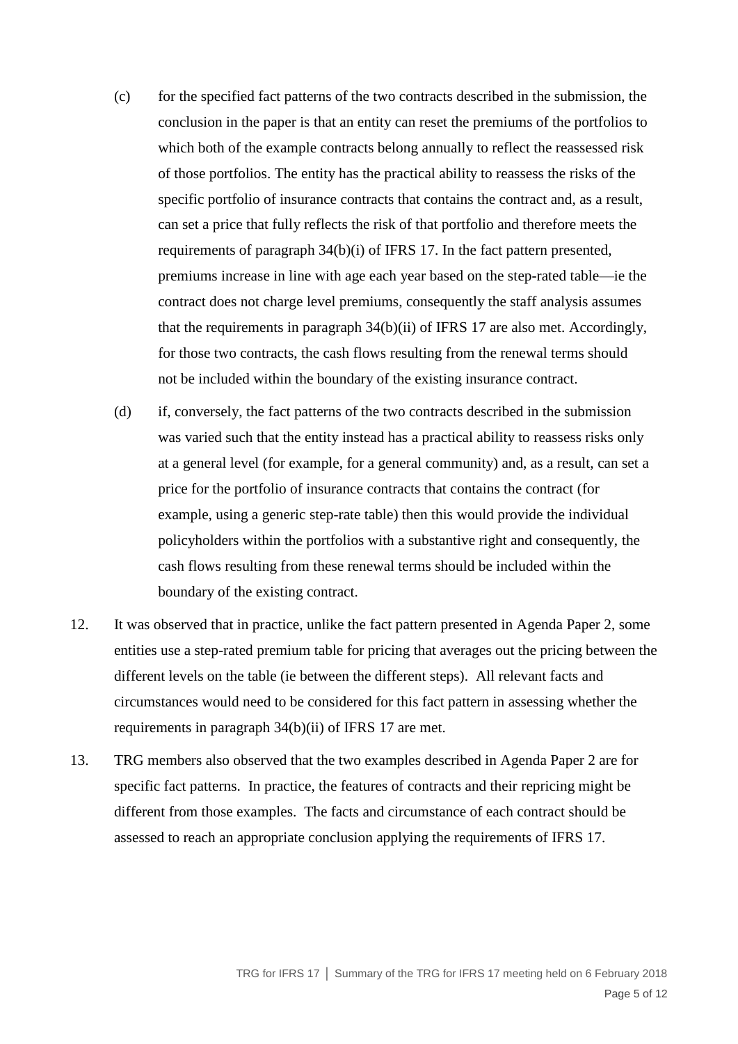(c) for the specified fact patterns of the two contracts described in the submission, the conclusion in the paper is that an entity can reset the premiums of the portfolios to which both of the example contracts belong annually to reflect the reassessed risk of those portfolios. The entity has the practical ability to reassess the risks of the specific portfolio of insurance contracts that contains the contract and, as a result, can set a price that fully reflects the risk of that portfolio and therefore meets the requirements of paragraph 34(b)(i) of IFRS 17. In the fact pattern presented, premiums increase in line with age each year based on the step-rated table—ie the contract does not charge level premiums, consequently the staff analysis assumes that the requirements in paragraph 34(b)(ii) of IFRS 17 are also met. Accordingly, for those two contracts, the cash flows resulting from the renewal terms should not be included within the boundary of the existing insurance contract.

(d) if, conversely, the fact patterns of the two contracts described in the submission was varied such that the entity instead has a practical ability to reassess risks only at a general level (for example, for a general community) and, as a result, can set a price for the portfolio of insurance contracts that contains the contract (for example, using a generic step-rate table) then this would provide the individual policyholders within the portfolios with a substantive right and consequently, the cash flows resulting from these renewal terms should be included within the boundary of the existing contract.

12. It was observed that in practice, unlike the fact pattern presented in Agenda Paper 2, some entities use a step-rated premium table for pricing that averages out the pricing between the different levels on the table (ie between the different steps). All relevant facts and circumstances would need to be considered for this fact pattern in assessing whether the requirements in paragraph 34(b)(ii) of IFRS 17 are met.

13. TRG members also observed that the two examples described in Agenda Paper 2 are for specific fact patterns. In practice, the features of contracts and their repricing might be different from those examples. The facts and circumstance of each contract should be assessed to reach an appropriate conclusion applying the requirements of IFRS 17.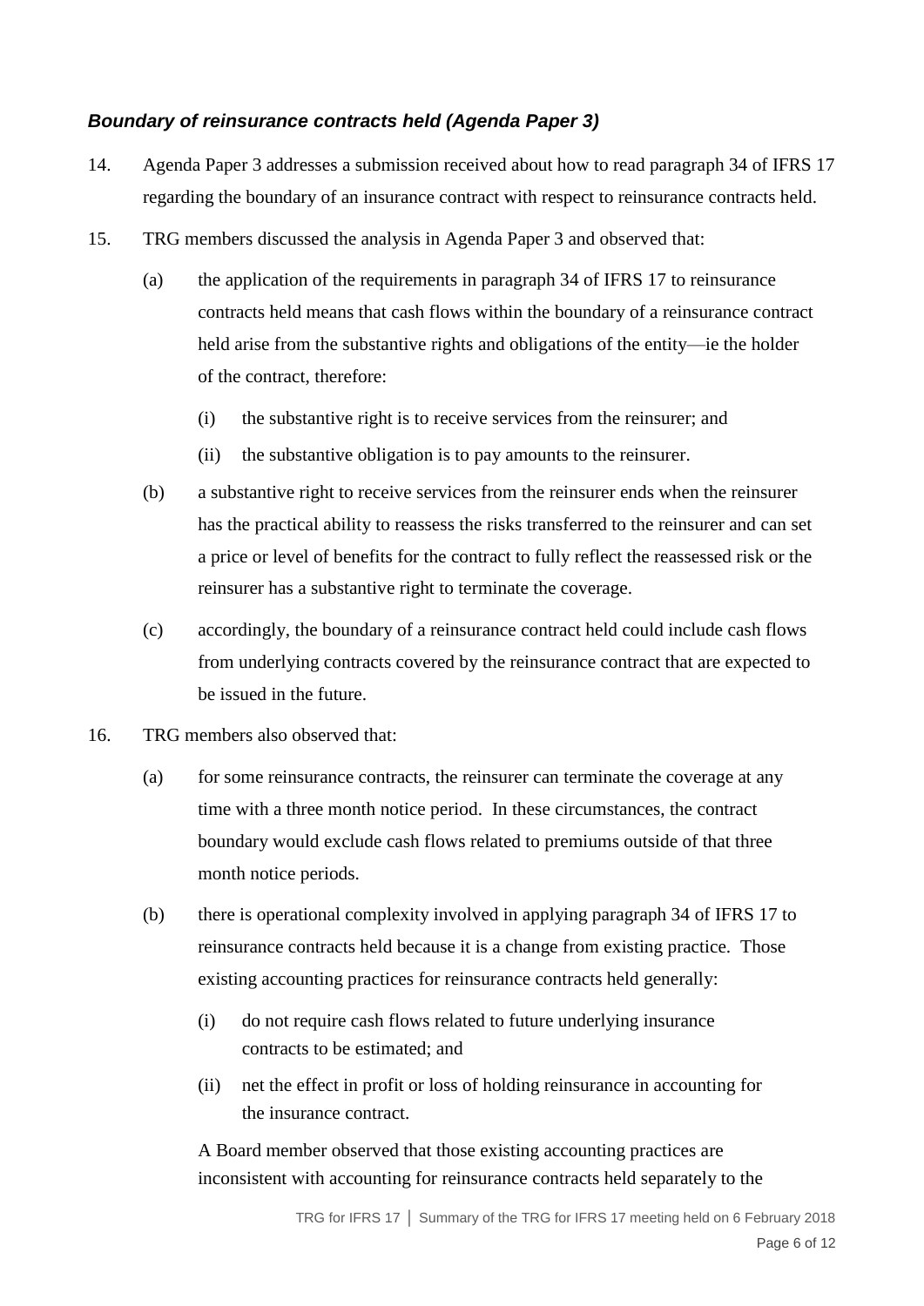### *Boundary of reinsurance contracts held (Agenda Paper 3)*

14. Agenda Paper 3 addresses a submission received about how to read paragraph 34 of IFRS 17 regarding the boundary of an insurance contract with respect to reinsurance contracts held.

15. TRG members discussed the analysis in Agenda Paper 3 and observed that:

    (a) the application of the requirements in paragraph 34 of IFRS 17 to reinsurance contracts held means that cash flows within the boundary of a reinsurance contract held arise from the substantive rights and obligations of the entity—ie the holder of the contract, therefore:

    (i) the substantive right is to receive services from the reinsurer; and

    (ii) the substantive obligation is to pay amounts to the reinsurer.

    (b) a substantive right to receive services from the reinsurer ends when the reinsurer has the practical ability to reassess the risks transferred to the reinsurer and can set a price or level of benefits for the contract to fully reflect the reassessed risk or the reinsurer has a substantive right to terminate the coverage.

    (c) accordingly, the boundary of a reinsurance contract held could include cash flows from underlying contracts covered by the reinsurance contract that are expected to be issued in the future.

16. TRG members also observed that:

    (a) for some reinsurance contracts, the reinsurer can terminate the coverage at any time with a three month notice period. In these circumstances, the contract boundary would exclude cash flows related to premiums outside of that three month notice periods.

    (b) there is operational complexity involved in applying paragraph 34 of IFRS 17 to reinsurance contracts held because it is a change from existing practice. Those existing accounting practices for reinsurance contracts held generally:

    (i) do not require cash flows related to future underlying insurance contracts to be estimated; and

    (ii) net the effect in profit or loss of holding reinsurance in accounting for the insurance contract.

    A Board member observed that those existing accounting practices are inconsistent with accounting for reinsurance contracts held separately to the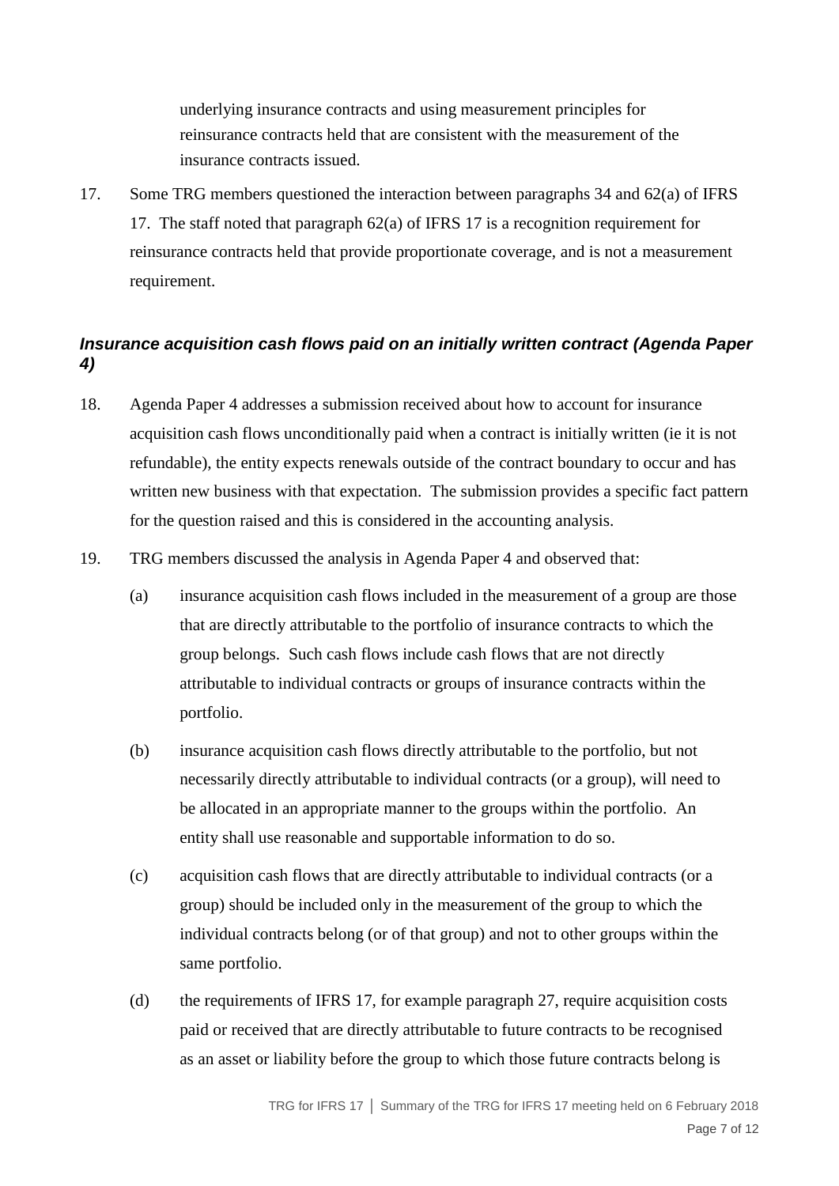underlying insurance contracts and using measurement principles for reinsurance contracts held that are consistent with the measurement of the insurance contracts issued.

17. Some TRG members questioned the interaction between paragraphs 34 and 62(a) of IFRS 17. The staff noted that paragraph 62(a) of IFRS 17 is a recognition requirement for reinsurance contracts held that provide proportionate coverage, and is not a measurement requirement.

### *Insurance acquisition cash flows paid on an initially written contract (Agenda Paper 4)*

18. Agenda Paper 4 addresses a submission received about how to account for insurance acquisition cash flows unconditionally paid when a contract is initially written (ie it is not refundable), the entity expects renewals outside of the contract boundary to occur and has written new business with that expectation. The submission provides a specific fact pattern for the question raised and this is considered in the accounting analysis.

19. TRG members discussed the analysis in Agenda Paper 4 and observed that:

    (a) insurance acquisition cash flows included in the measurement of a group are those that are directly attributable to the portfolio of insurance contracts to which the group belongs. Such cash flows include cash flows that are not directly attributable to individual contracts or groups of insurance contracts within the portfolio.

    (b) insurance acquisition cash flows directly attributable to the portfolio, but not necessarily directly attributable to individual contracts (or a group), will need to be allocated in an appropriate manner to the groups within the portfolio. An entity shall use reasonable and supportable information to do so.

    (c) acquisition cash flows that are directly attributable to individual contracts (or a group) should be included only in the measurement of the group to which the individual contracts belong (or of that group) and not to other groups within the same portfolio.

    (d) the requirements of IFRS 17, for example paragraph 27, require acquisition costs paid or received that are directly attributable to future contracts to be recognised as an asset or liability before the group to which those future contracts belong is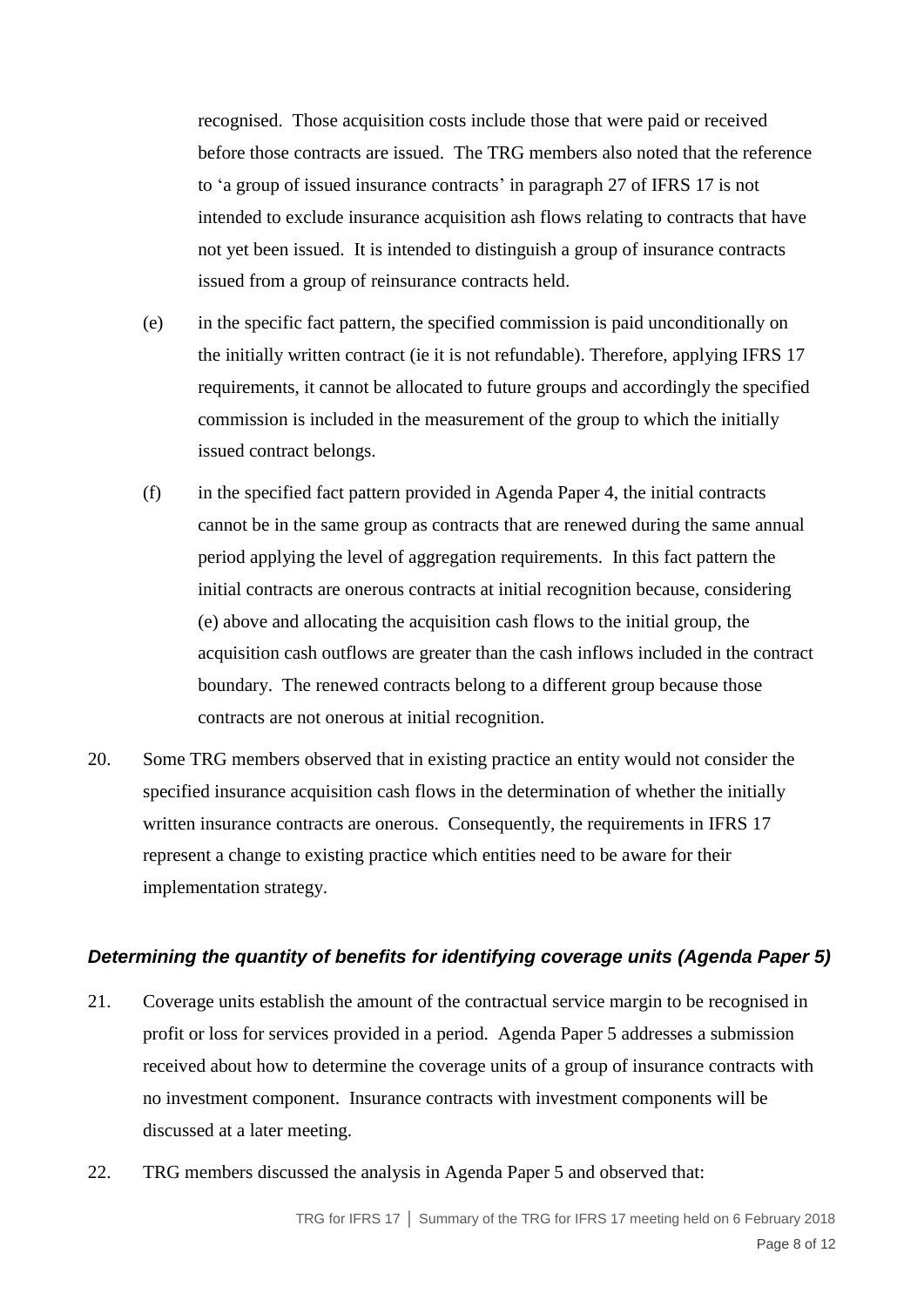recognised. Those acquisition costs include those that were paid or received before those contracts are issued. The TRG members also noted that the reference to 'a group of issued insurance contracts' in paragraph 27 of IFRS 17 is not intended to exclude insurance acquisition ash flows relating to contracts that have not yet been issued. It is intended to distinguish a group of insurance contracts issued from a group of reinsurance contracts held.

(e) in the specific fact pattern, the specified commission is paid unconditionally on the initially written contract (ie it is not refundable). Therefore, applying IFRS 17 requirements, it cannot be allocated to future groups and accordingly the specified commission is included in the measurement of the group to which the initially issued contract belongs.

(f) in the specified fact pattern provided in Agenda Paper 4, the initial contracts cannot be in the same group as contracts that are renewed during the same annual period applying the level of aggregation requirements. In this fact pattern the initial contracts are onerous contracts at initial recognition because, considering (e) above and allocating the acquisition cash flows to the initial group, the acquisition cash outflows are greater than the cash inflows included in the contract boundary. The renewed contracts belong to a different group because those contracts are not onerous at initial recognition.

20. Some TRG members observed that in existing practice an entity would not consider the specified insurance acquisition cash flows in the determination of whether the initially written insurance contracts are onerous. Consequently, the requirements in IFRS 17 represent a change to existing practice which entities need to be aware for their implementation strategy.

### *Determining the quantity of benefits for identifying coverage units (Agenda Paper 5)*

21. Coverage units establish the amount of the contractual service margin to be recognised in profit or loss for services provided in a period. Agenda Paper 5 addresses a submission received about how to determine the coverage units of a group of insurance contracts with no investment component. Insurance contracts with investment components will be discussed at a later meeting.

22. TRG members discussed the analysis in Agenda Paper 5 and observed that: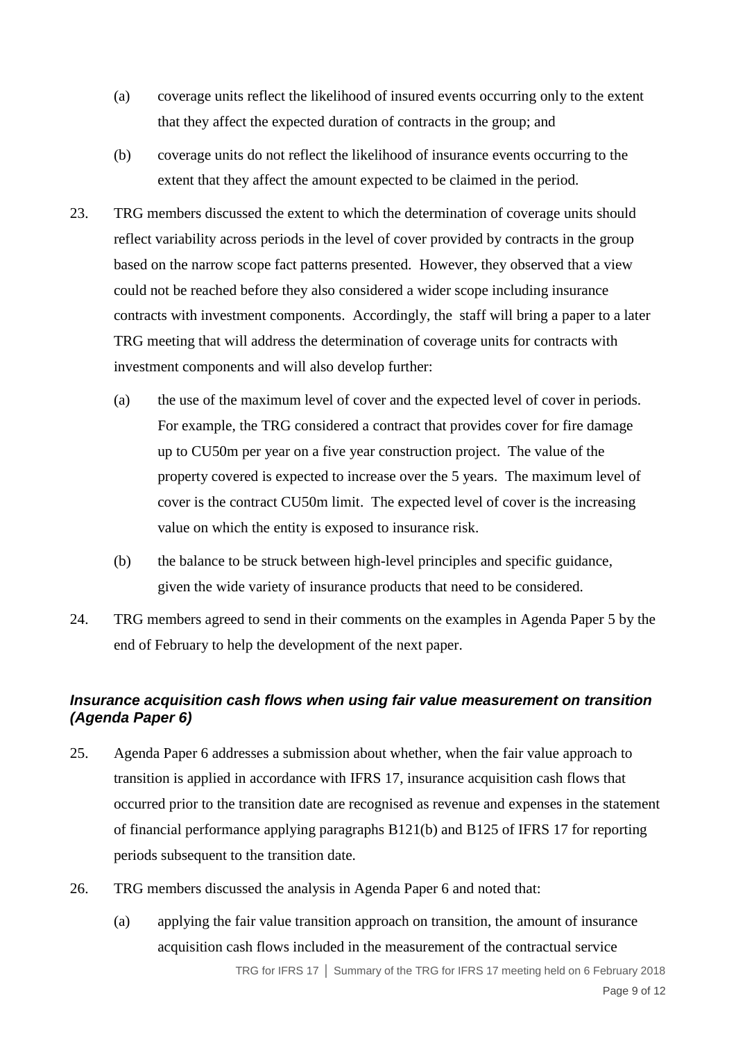(a) coverage units reflect the likelihood of insured events occurring only to the extent that they affect the expected duration of contracts in the group; and

(b) coverage units do not reflect the likelihood of insurance events occurring to the extent that they affect the amount expected to be claimed in the period.

23. TRG members discussed the extent to which the determination of coverage units should reflect variability across periods in the level of cover provided by contracts in the group based on the narrow scope fact patterns presented. However, they observed that a view could not be reached before they also considered a wider scope including insurance contracts with investment components. Accordingly, the staff will bring a paper to a later TRG meeting that will address the determination of coverage units for contracts with investment components and will also develop further:

    (a) the use of the maximum level of cover and the expected level of cover in periods. For example, the TRG considered a contract that provides cover for fire damage up to CU50m per year on a five year construction project. The value of the property covered is expected to increase over the 5 years. The maximum level of cover is the contract CU50m limit. The expected level of cover is the increasing value on which the entity is exposed to insurance risk.

    (b) the balance to be struck between high-level principles and specific guidance, given the wide variety of insurance products that need to be considered.

24. TRG members agreed to send in their comments on the examples in Agenda Paper 5 by the end of February to help the development of the next paper.

### *Insurance acquisition cash flows when using fair value measurement on transition (Agenda Paper 6)*

25. Agenda Paper 6 addresses a submission about whether, when the fair value approach to transition is applied in accordance with IFRS 17, insurance acquisition cash flows that occurred prior to the transition date are recognised as revenue and expenses in the statement of financial performance applying paragraphs B121(b) and B125 of IFRS 17 for reporting periods subsequent to the transition date.

26. TRG members discussed the analysis in Agenda Paper 6 and noted that:

    (a) applying the fair value transition approach on transition, the amount of insurance acquisition cash flows included in the measurement of the contractual service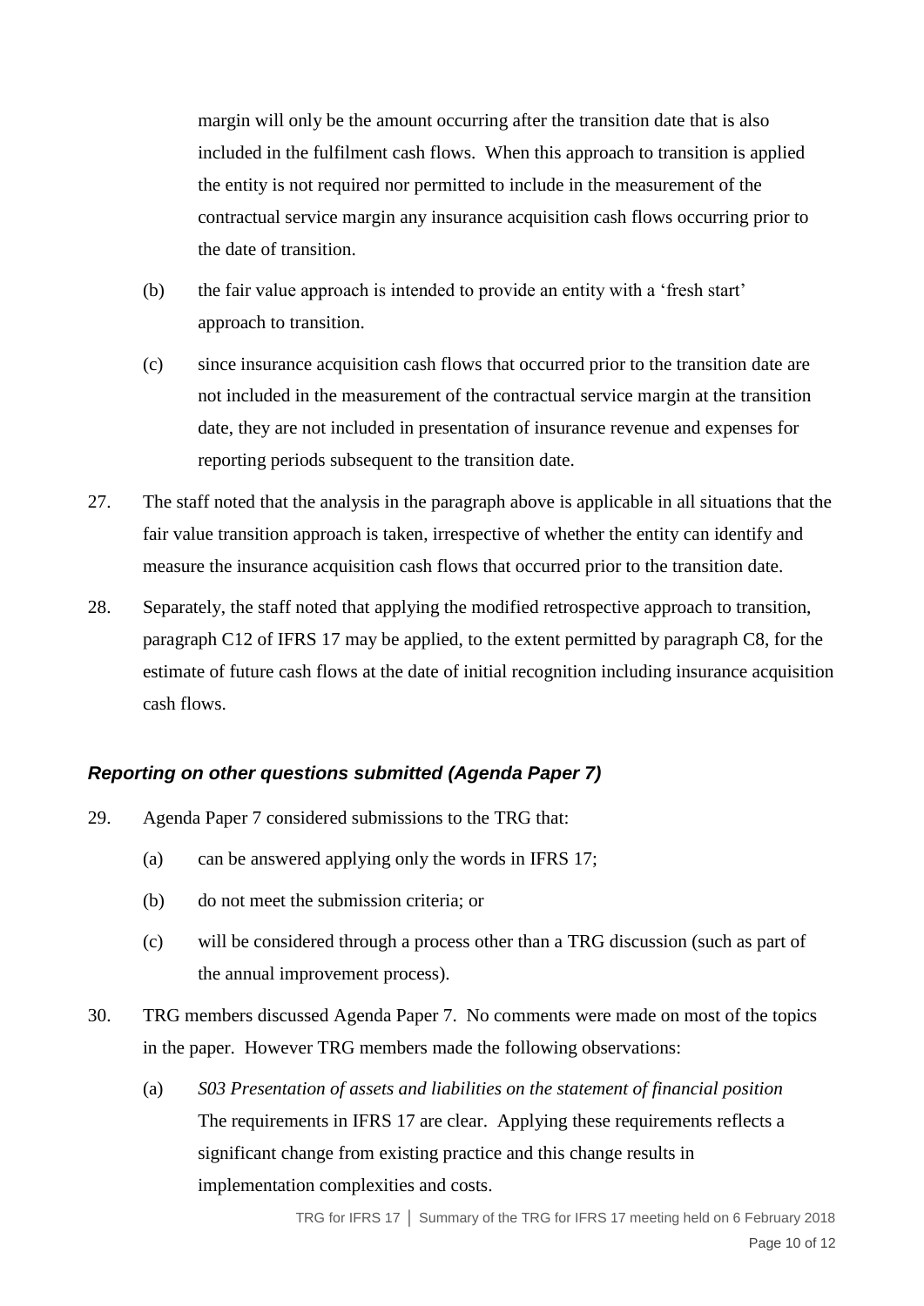margin will only be the amount occurring after the transition date that is also included in the fulfilment cash flows. When this approach to transition is applied the entity is not required nor permitted to include in the measurement of the contractual service margin any insurance acquisition cash flows occurring prior to the date of transition.

(b) the fair value approach is intended to provide an entity with a 'fresh start' approach to transition.

(c) since insurance acquisition cash flows that occurred prior to the transition date are not included in the measurement of the contractual service margin at the transition date, they are not included in presentation of insurance revenue and expenses for reporting periods subsequent to the transition date.

27. The staff noted that the analysis in the paragraph above is applicable in all situations that the fair value transition approach is taken, irrespective of whether the entity can identify and measure the insurance acquisition cash flows that occurred prior to the transition date.

28. Separately, the staff noted that applying the modified retrospective approach to transition, paragraph C12 of IFRS 17 may be applied, to the extent permitted by paragraph C8, for the estimate of future cash flows at the date of initial recognition including insurance acquisition cash flows.

### *Reporting on other questions submitted (Agenda Paper 7)*

29. Agenda Paper 7 considered submissions to the TRG that:

(a) can be answered applying only the words in IFRS 17;

(b) do not meet the submission criteria; or

(c) will be considered through a process other than a TRG discussion (such as part of the annual improvement process).

30. TRG members discussed Agenda Paper 7. No comments were made on most of the topics in the paper. However TRG members made the following observations:

(a) *S03 Presentation of assets and liabilities on the statement of financial position* The requirements in IFRS 17 are clear. Applying these requirements reflects a significant change from existing practice and this change results in implementation complexities and costs.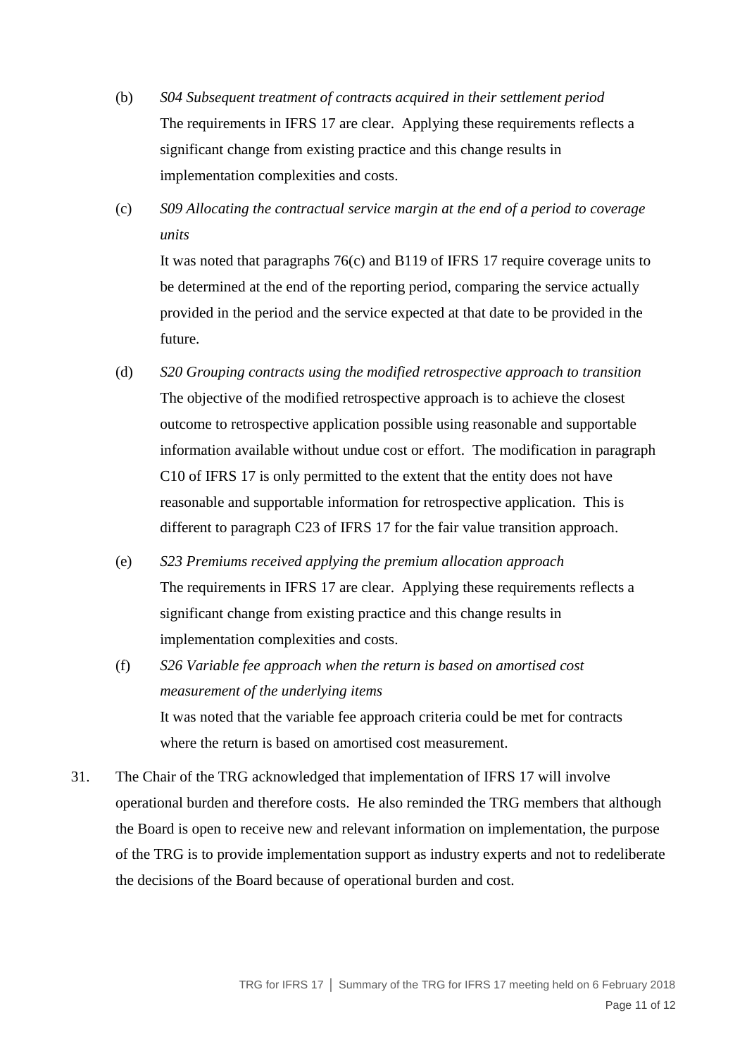(b) *S04 Subsequent treatment of contracts acquired in their settlement period*
The requirements in IFRS 17 are clear. Applying these requirements reflects a significant change from existing practice and this change results in implementation complexities and costs.

(c) *S09 Allocating the contractual service margin at the end of a period to coverage units*
It was noted that paragraphs 76(c) and B119 of IFRS 17 require coverage units to be determined at the end of the reporting period, comparing the service actually provided in the period and the service expected at that date to be provided in the future.

(d) *S20 Grouping contracts using the modified retrospective approach to transition*
The objective of the modified retrospective approach is to achieve the closest outcome to retrospective application possible using reasonable and supportable information available without undue cost or effort. The modification in paragraph C10 of IFRS 17 is only permitted to the extent that the entity does not have reasonable and supportable information for retrospective application. This is different to paragraph C23 of IFRS 17 for the fair value transition approach.

(e) *S23 Premiums received applying the premium allocation approach*
The requirements in IFRS 17 are clear. Applying these requirements reflects a significant change from existing practice and this change results in implementation complexities and costs.

(f) *S26 Variable fee approach when the return is based on amortised cost measurement of the underlying items*
It was noted that the variable fee approach criteria could be met for contracts where the return is based on amortised cost measurement.

31. The Chair of the TRG acknowledged that implementation of IFRS 17 will involve operational burden and therefore costs. He also reminded the TRG members that although the Board is open to receive new and relevant information on implementation, the purpose of the TRG is to provide implementation support as industry experts and not to redeliberate the decisions of the Board because of operational burden and cost.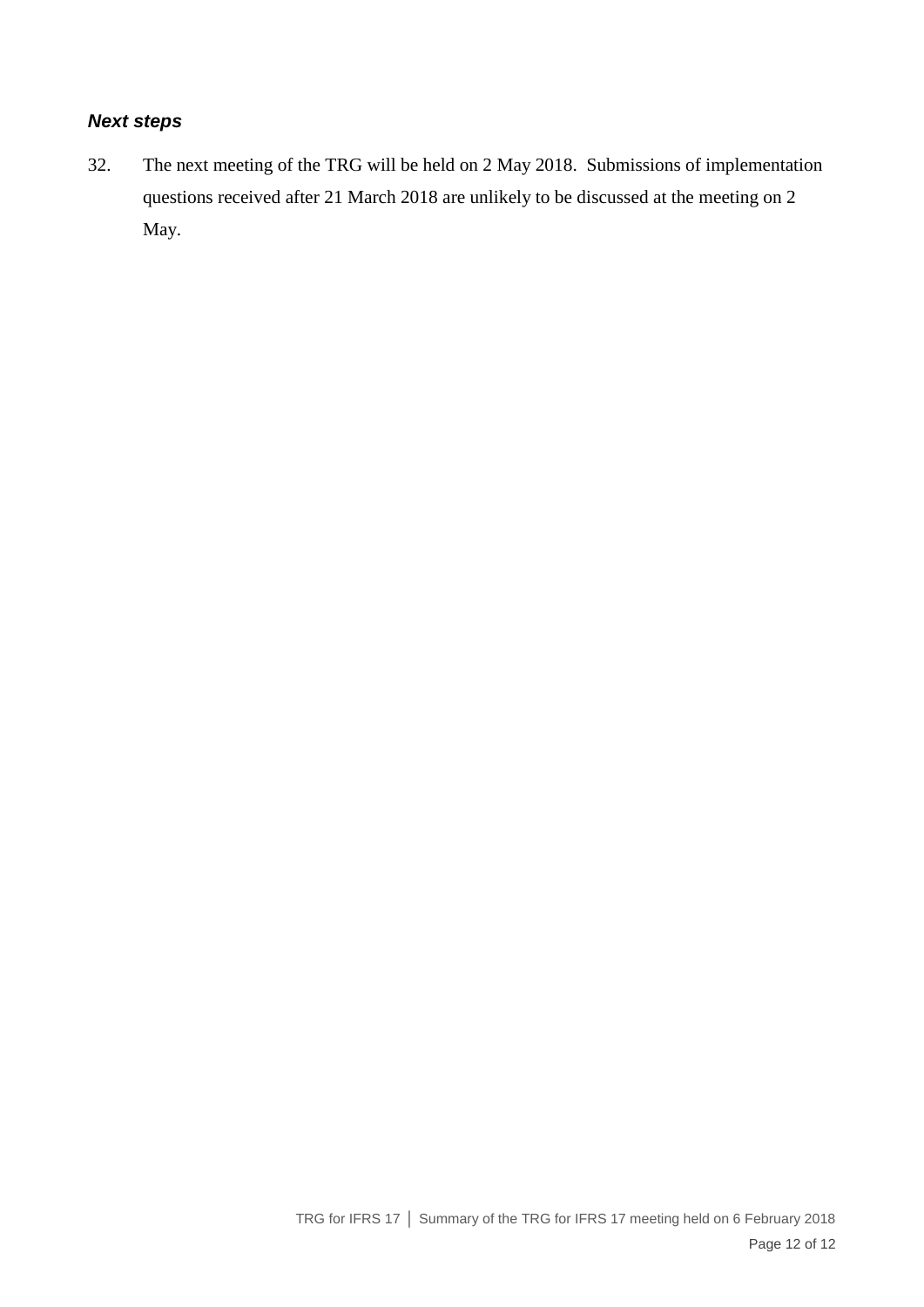### *Next steps*

32. The next meeting of the TRG will be held on 2 May 2018. Submissions of implementation questions received after 21 March 2018 are unlikely to be discussed at the meeting on 2 May.